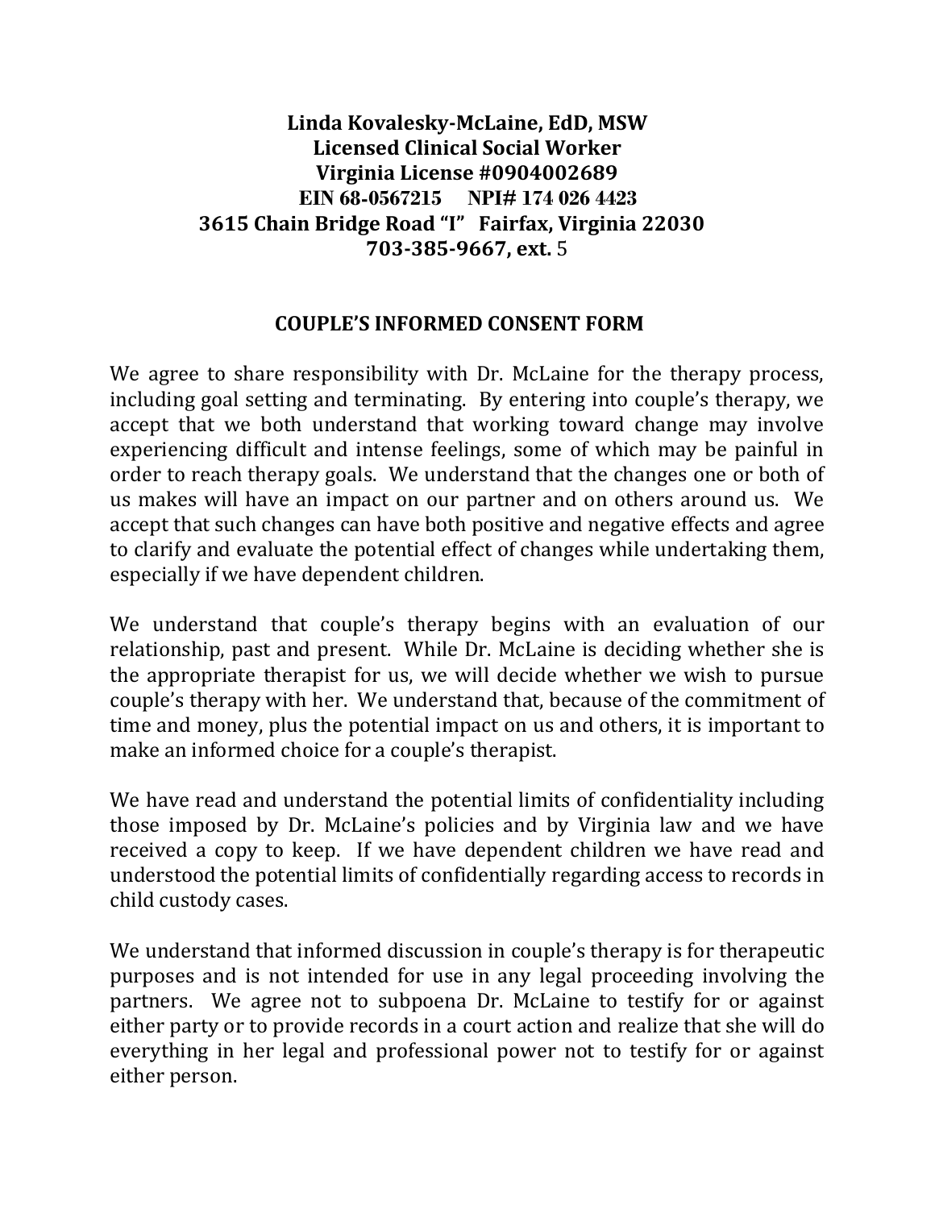**Linda Kovalesky-McLaine, EdD, MSW**
**Licensed Clinical Social Worker**
**Virginia License #0904002689**
**EIN 68-0567215 NPI# 174 026 4423**
**3615 Chain Bridge Road "I" Fairfax, Virginia 22030**
**703-385-9667, ext. 5**

## COUPLE'S INFORMED CONSENT FORM

We agree to share responsibility with Dr. McLaine for the therapy process, including goal setting and terminating. By entering into couple's therapy, we accept that we both understand that working toward change may involve experiencing difficult and intense feelings, some of which may be painful in order to reach therapy goals. We understand that the changes one or both of us makes will have an impact on our partner and on others around us. We accept that such changes can have both positive and negative effects and agree to clarify and evaluate the potential effect of changes while undertaking them, especially if we have dependent children.

We understand that couple's therapy begins with an evaluation of our relationship, past and present. While Dr. McLaine is deciding whether she is the appropriate therapist for us, we will decide whether we wish to pursue couple's therapy with her. We understand that, because of the commitment of time and money, plus the potential impact on us and others, it is important to make an informed choice for a couple's therapist.

We have read and understand the potential limits of confidentiality including those imposed by Dr. McLaine's policies and by Virginia law and we have received a copy to keep. If we have dependent children we have read and understood the potential limits of confidentially regarding access to records in child custody cases.

We understand that informed discussion in couple's therapy is for therapeutic purposes and is not intended for use in any legal proceeding involving the partners. We agree not to subpoena Dr. McLaine to testify for or against either party or to provide records in a court action and realize that she will do everything in her legal and professional power not to testify for or against either person.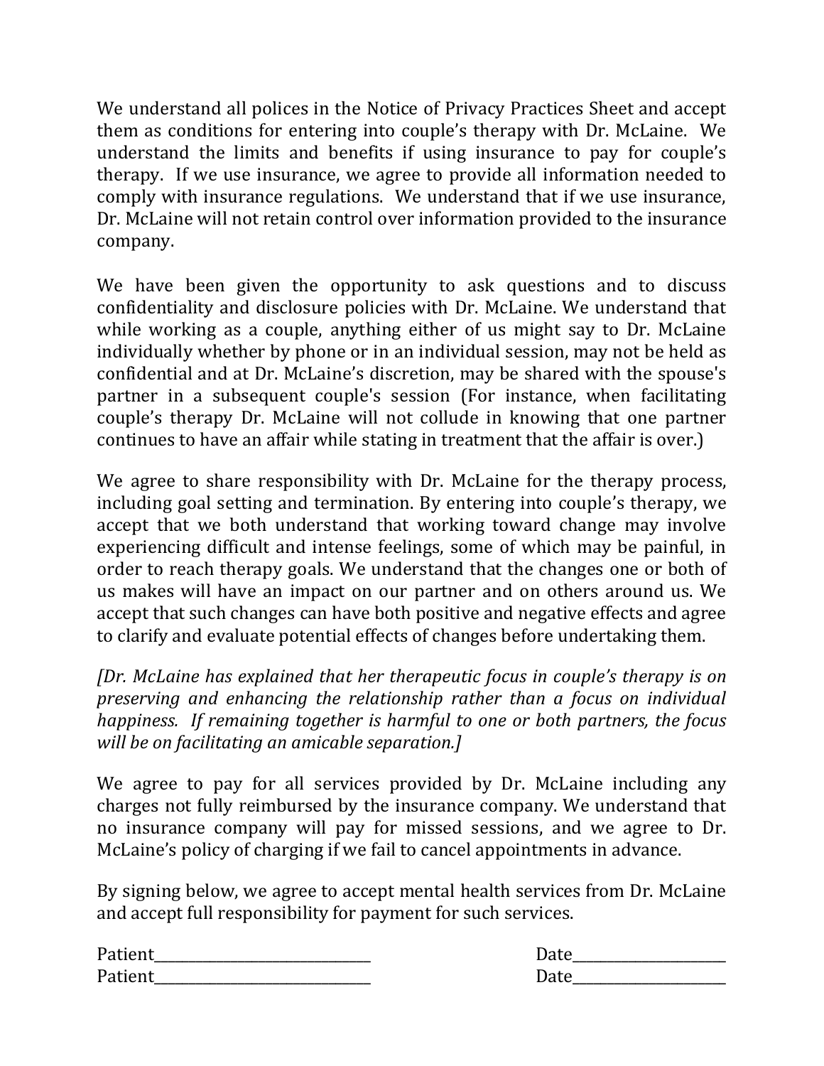We understand all polices in the Notice of Privacy Practices Sheet and accept them as conditions for entering into couple's therapy with Dr. McLaine. We understand the limits and benefits if using insurance to pay for couple's therapy. If we use insurance, we agree to provide all information needed to comply with insurance regulations. We understand that if we use insurance, Dr. McLaine will not retain control over information provided to the insurance company.

We have been given the opportunity to ask questions and to discuss confidentiality and disclosure policies with Dr. McLaine. We understand that while working as a couple, anything either of us might say to Dr. McLaine individually whether by phone or in an individual session, may not be held as confidential and at Dr. McLaine's discretion, may be shared with the spouse's partner in a subsequent couple's session (For instance, when facilitating couple's therapy Dr. McLaine will not collude in knowing that one partner continues to have an affair while stating in treatment that the affair is over.)

We agree to share responsibility with Dr. McLaine for the therapy process, including goal setting and termination. By entering into couple's therapy, we accept that we both understand that working toward change may involve experiencing difficult and intense feelings, some of which may be painful, in order to reach therapy goals. We understand that the changes one or both of us makes will have an impact on our partner and on others around us. We accept that such changes can have both positive and negative effects and agree to clarify and evaluate potential effects of changes before undertaking them.

*[Dr. McLaine has explained that her therapeutic focus in couple's therapy is on preserving and enhancing the relationship rather than a focus on individual happiness. If remaining together is harmful to one or both partners, the focus will be on facilitating an amicable separation.]*

We agree to pay for all services provided by Dr. McLaine including any charges not fully reimbursed by the insurance company. We understand that no insurance company will pay for missed sessions, and we agree to Dr. McLaine's policy of charging if we fail to cancel appointments in advance.

By signing below, we agree to accept mental health services from Dr. McLaine and accept full responsibility for payment for such services.

Patient\_\_\_\_\_\_\_\_\_\_\_\_\_\_\_\_\_\_\_\_\_\_\_\_\_\_\_\_\_\_ Date\_\_\_\_\_\_\_\_\_\_\_\_\_\_\_\_\_\_\_\_

Patient\_\_\_\_\_\_\_\_\_\_\_\_\_\_\_\_\_\_\_\_\_\_\_\_\_\_\_\_\_\_ Date\_\_\_\_\_\_\_\_\_\_\_\_\_\_\_\_\_\_\_\_